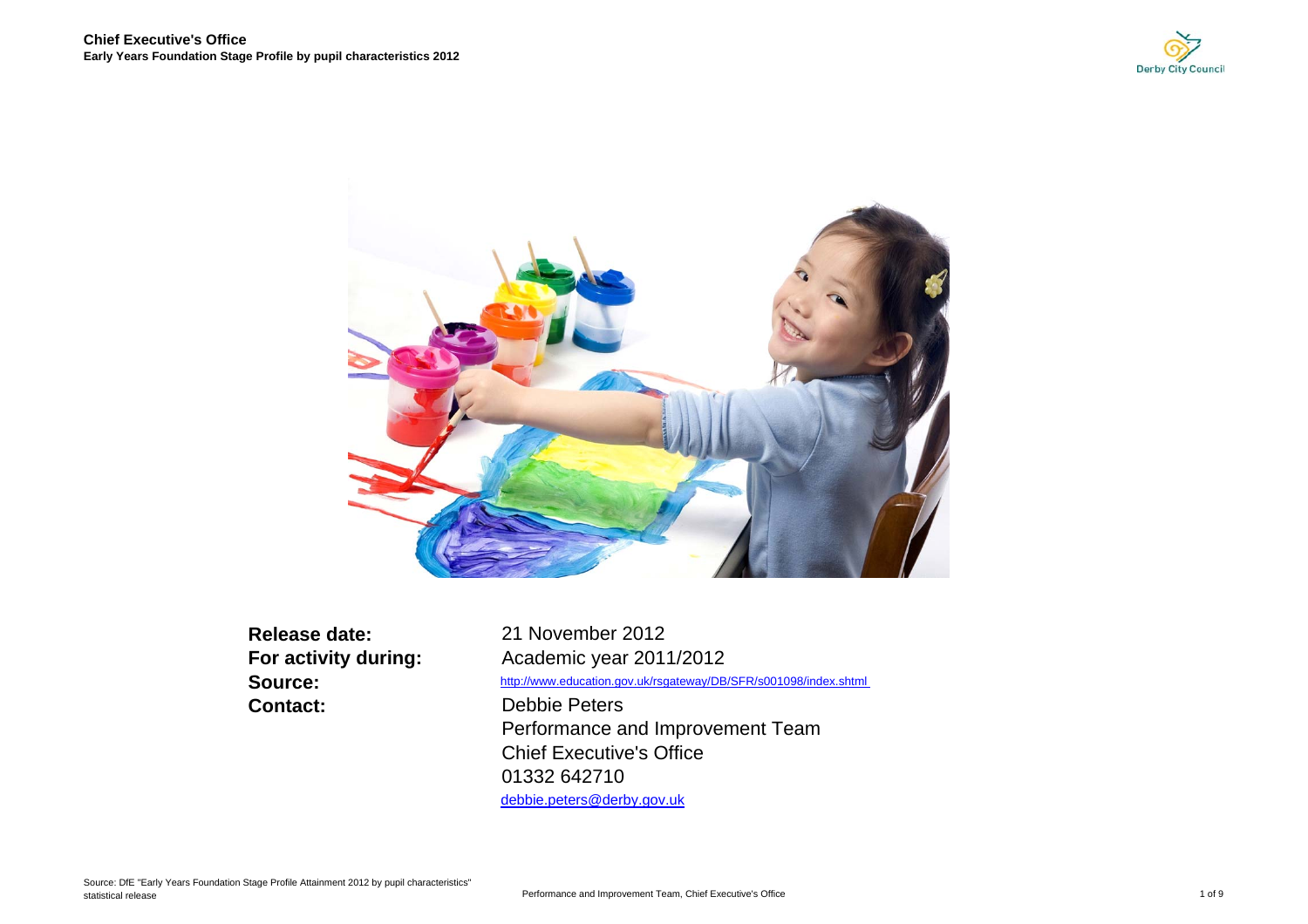**Chief Executive's Office**

**Early Years Foundation Stage Profile by pupil characteristics 2012**

| | |
|---|---|
| **Release date:** | 21 November 2012 |
| **For activity during:** | Academic year 2011/2012 |
| **Source:** | http://www.education.gov.uk/rsgateway/DB/SFR/s001098/index.shtml |
| **Contact:** | Debbie Peters<br>Performance and Improvement Team<br>Chief Executive's Office<br>01332 642710<br>debbie.peters@derby.gov.uk |

Source: DfE "Early Years Foundation Stage Profile Attainment 2012 by pupil characteristics" statistical release

Performance and Improvement Team, Chief Executive's Office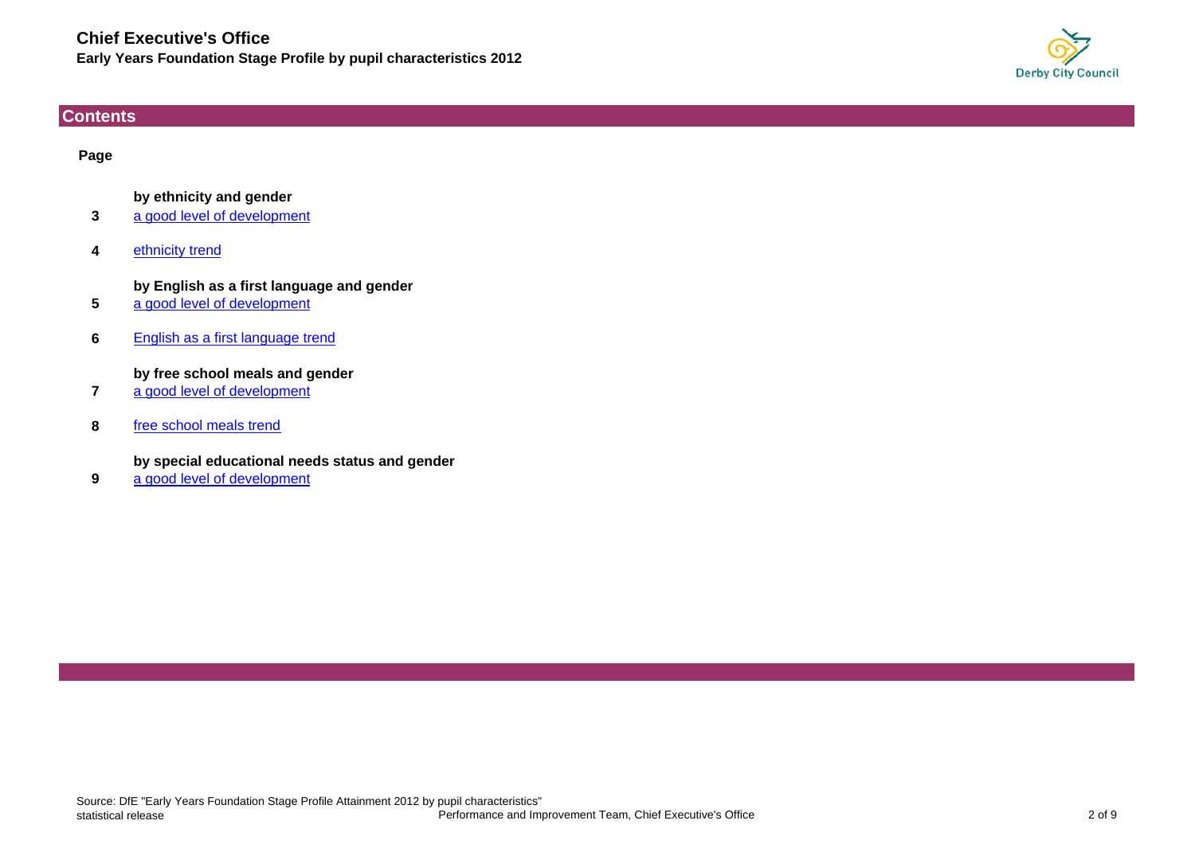**Chief Executive's Office**

**Early Years Foundation Stage Profile by pupil characteristics 2012**

## Contents

| Page | |
|---|---|
| | **by ethnicity and gender** |
| 3 | a good level of development |
| 4 | ethnicity trend |
| | **by English as a first language and gender** |
| 5 | a good level of development |
| 6 | English as a first language trend |
| | **by free school meals and gender** |
| 7 | a good level of development |
| 8 | free school meals trend |
| | **by special educational needs status and gender** |
| 9 | a good level of development |

Source: DfE "Early Years Foundation Stage Profile Attainment 2012 by pupil characteristics" statistical release

Performance and Improvement Team, Chief Executive's Office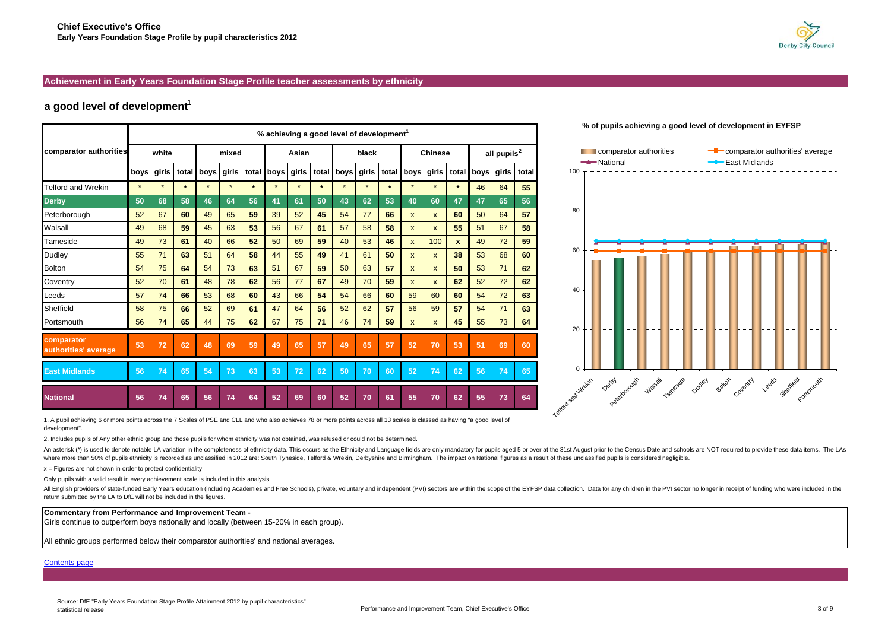**Chief Executive's Office**
**Early Years Foundation Stage Profile by pupil characteristics 2012**

## Achievement in Early Years Foundation Stage Profile teacher assessments by ethnicity

### a good level of development[1]

| comparator authorities | % achieving a good level of development[1] | | | | | | | | | | | | | | | | | |
|---|---|---|---|---|---|---|---|---|---|---|---|---|---|---|---|---|---|---|
| | white | | | mixed | | | Asian | | | black | | | Chinese | | | all pupils[2] | | |
| | boys | girls | total | boys | girls | total | boys | girls | total | boys | girls | total | boys | girls | total | boys | girls | total |
| Telford and Wrekin | * | * | * | * | * | * | * | * | * | * | * | * | * | * | * | 46 | 64 | 55 |
| **Derby** | 50 | 68 | 58 | 46 | 64 | 56 | 41 | 61 | 50 | 43 | 62 | 53 | 40 | 60 | 47 | 47 | 65 | 56 |
| Peterborough | 52 | 67 | 60 | 49 | 65 | 59 | 39 | 52 | 45 | 54 | 77 | 66 | x | x | 60 | 50 | 64 | 57 |
| Walsall | 49 | 68 | 59 | 45 | 63 | 53 | 56 | 67 | 61 | 57 | 58 | 58 | x | x | 55 | 51 | 67 | 58 |
| Tameside | 49 | 73 | 61 | 40 | 66 | 52 | 50 | 69 | 59 | 40 | 53 | 46 | x | 100 | x | 49 | 72 | 59 |
| Dudley | 55 | 71 | 63 | 51 | 64 | 58 | 44 | 55 | 49 | 41 | 61 | 50 | x | x | 38 | 53 | 68 | 60 |
| Bolton | 54 | 75 | 64 | 54 | 73 | 63 | 51 | 67 | 59 | 50 | 63 | 57 | x | x | 50 | 53 | 71 | 62 |
| Coventry | 52 | 70 | 61 | 48 | 78 | 62 | 56 | 77 | 67 | 49 | 70 | 59 | x | x | 62 | 52 | 72 | 62 |
| Leeds | 57 | 74 | 66 | 53 | 68 | 60 | 43 | 66 | 54 | 54 | 66 | 60 | 59 | 60 | 60 | 54 | 72 | 63 |
| Sheffield | 58 | 75 | 66 | 52 | 69 | 61 | 47 | 64 | 56 | 52 | 62 | 57 | 56 | 59 | 57 | 54 | 71 | 63 |
| Portsmouth | 56 | 74 | 65 | 44 | 75 | 62 | 67 | 75 | 71 | 46 | 74 | 59 | x | x | 45 | 55 | 73 | 64 |
| **comparator authorities' average** | 53 | 72 | 62 | 48 | 69 | 59 | 49 | 65 | 57 | 49 | 65 | 57 | 52 | 70 | 53 | 51 | 69 | 60 |
| **East Midlands** | 56 | 74 | 65 | 54 | 73 | 63 | 53 | 72 | 62 | 50 | 70 | 60 | 52 | 74 | 62 | 56 | 74 | 65 |
| **National** | 56 | 74 | 65 | 56 | 74 | 64 | 52 | 69 | 60 | 52 | 70 | 61 | 55 | 70 | 62 | 55 | 73 | 64 |

**% of pupils achieving a good level of development in EYFSP**

Legend: comparator authorities; comparator authorities' average; National; East Midlands

1. A pupil achieving 6 or more points across the 7 Scales of PSE and CLL and who also achieves 78 or more points across all 13 scales is classed as having "a good level of development".

2. Includes pupils of Any other ethnic group and those pupils for whom ethnicity was not obtained, was refused or could not be determined.

An asterisk (*) is used to denote notable LA variation in the completeness of ethnicity data. This occurs as the Ethnicity and Language fields are only mandatory for pupils aged 5 or over at the 31st August prior to the Census Date and schools are NOT required to provide these data items. The LAs where more than 50% of pupils ethnicity is recorded as unclassified in 2012 are: South Tyneside, Telford & Wrekin, Derbyshire and Birmingham. The impact on National figures as a result of these unclassified pupils is considered negligible.

x = Figures are not shown in order to protect confidentiality

Only pupils with a valid result in every achievement scale is included in this analysis

All English providers of state-funded Early Years education (including Academies and Free Schools), private, voluntary and independent (PVI) sectors are within the scope of the EYFSP data collection. Data for any children in the PVI sector no longer in receipt of funding who were included in the return submitted by the LA to DfE will not be included in the figures.

**Commentary from Performance and Improvement Team -**

Girls continue to outperform boys nationally and locally (between 15-20% in each group).

All ethnic groups performed below their comparator authorities' and national averages.

Contents page

Source: DfE "Early Years Foundation Stage Profile Attainment 2012 by pupil characteristics" statistical release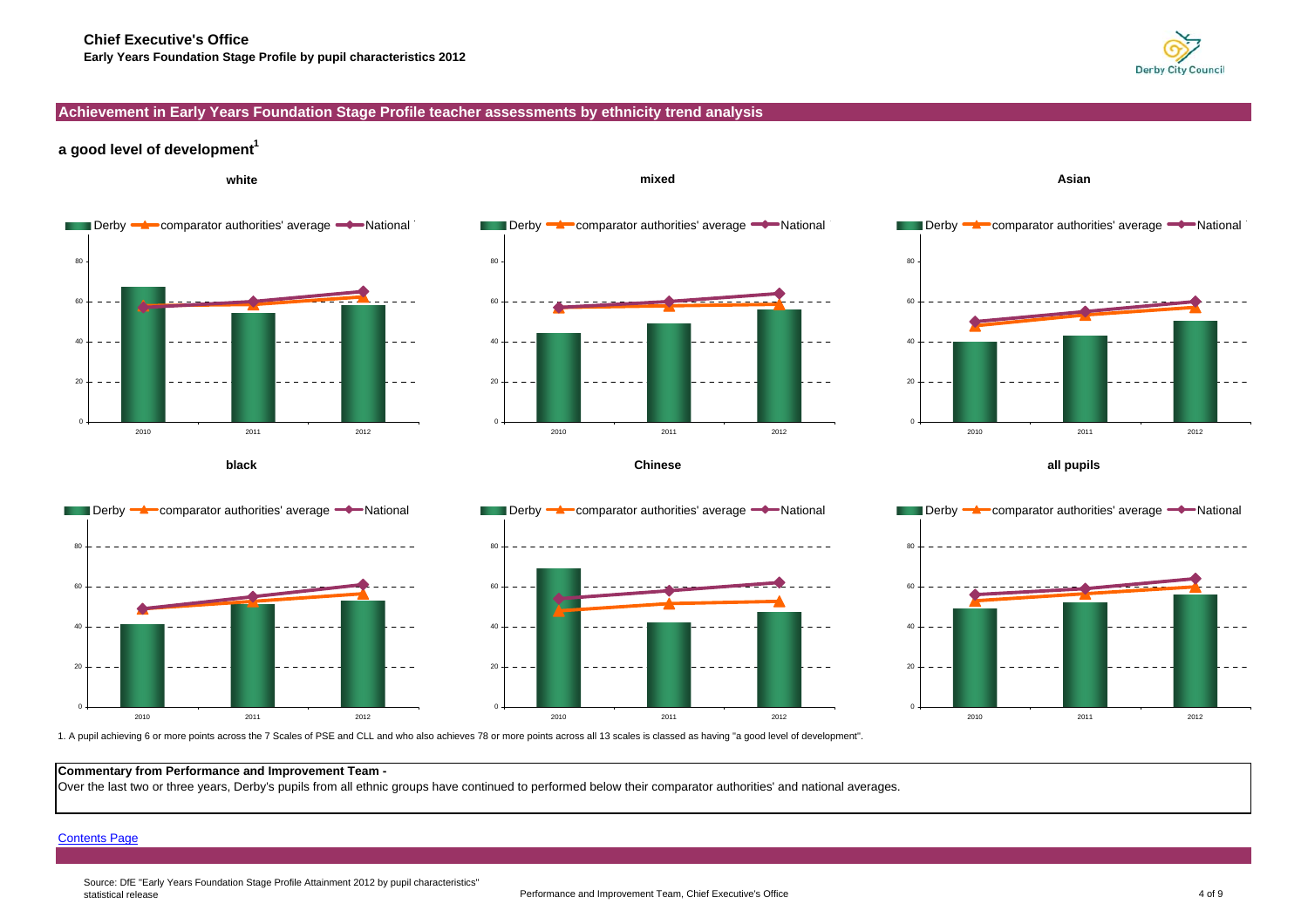**Chief Executive's Office**

**Early Years Foundation Stage Profile by pupil characteristics 2012**

## Achievement in Early Years Foundation Stage Profile teacher assessments by ethnicity trend analysis

### a good level of development[1]

**white**

**mixed**

**Asian**

**black**

**Chinese**

**all pupils**

1. A pupil achieving 6 or more points across the 7 Scales of PSE and CLL and who also achieves 78 or more points across all 13 scales is classed as having "a good level of development".

**Commentary from Performance and Improvement Team -**

Over the last two or three years, Derby's pupils from all ethnic groups have continued to performed below their comparator authorities' and national averages.

Contents Page

Source: DfE "Early Years Foundation Stage Profile Attainment 2012 by pupil characteristics" statistical release

Performance and Improvement Team, Chief Executive's Office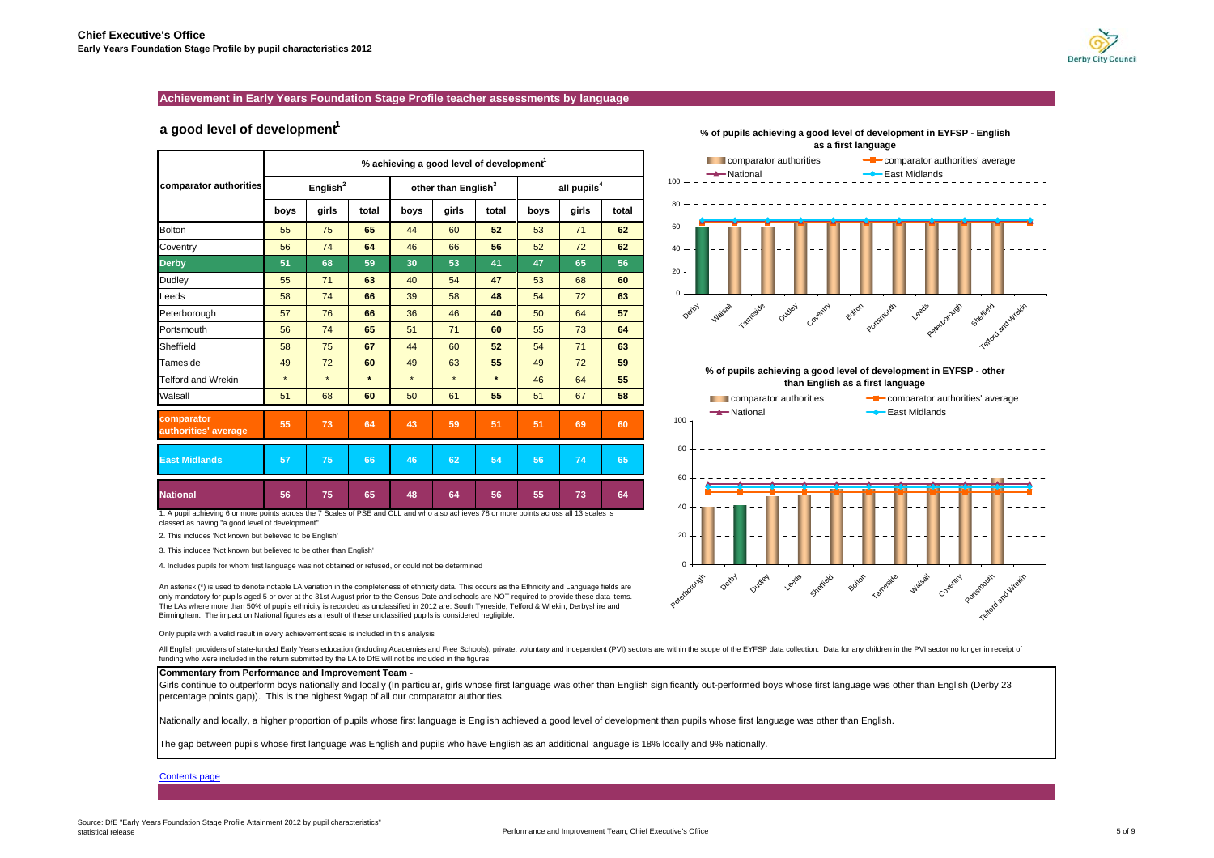**Chief Executive's Office**
**Early Years Foundation Stage Profile by pupil characteristics 2012**

## Achievement in Early Years Foundation Stage Profile teacher assessments by language

### a good level of development[1]

| comparator authorities | % achieving a good level of development[1] | | | | | | | | |
|---|---|---|---|---|---|---|---|---|---|
| | English[2] | | | other than English[3] | | | all pupils[4] | | |
| | boys | girls | total | boys | girls | total | boys | girls | total |
| Bolton | 55 | 75 | **65** | 44 | 60 | **52** | 53 | 71 | **62** |
| Coventry | 56 | 74 | **64** | 46 | 66 | **56** | 52 | 72 | **62** |
| **Derby** | **51** | **68** | **59** | **30** | **53** | **41** | **47** | **65** | **56** |
| Dudley | 55 | 71 | **63** | 40 | 54 | **47** | 53 | 68 | **60** |
| Leeds | 58 | 74 | **66** | 39 | 58 | **48** | 54 | 72 | **63** |
| Peterborough | 57 | 76 | **66** | 36 | 46 | **40** | 50 | 64 | **57** |
| Portsmouth | 56 | 74 | **65** | 51 | 71 | **60** | 55 | 73 | **64** |
| Sheffield | 58 | 75 | **67** | 44 | 60 | **52** | 54 | 71 | **63** |
| Tameside | 49 | 72 | **60** | 49 | 63 | **55** | 49 | 72 | **59** |
| Telford and Wrekin | * | * | * | * | * | * | 46 | 64 | **55** |
| Walsall | 51 | 68 | **60** | 50 | 61 | **55** | 51 | 67 | **58** |
| **comparator authorities' average** | **55** | **73** | **64** | **43** | **59** | **51** | **51** | **69** | **60** |
| **East Midlands** | **57** | **75** | **66** | **46** | **62** | **54** | **56** | **74** | **65** |
| **National** | **56** | **75** | **65** | **48** | **64** | **56** | **55** | **73** | **64** |

1. A pupil achieving 6 or more points across the 7 Scales of PSE and CLL and who also achieves 78 or more points across all 13 scales is classed as having "a good level of development".

2. This includes 'Not known but believed to be English'

3. This includes 'Not known but believed to be other than English'

4. Includes pupils for whom first language was not obtained or refused, or could not be determined

An asterisk (*) is used to denote notable LA variation in the completeness of ethnicity data. This occurs as the Ethnicity and Language fields are only mandatory for pupils aged 5 or over at the 31st August prior to the Census Date and schools are NOT required to provide these data items. The LAs where more than 50% of pupils ethnicity is recorded as unclassified in 2012 are: South Tyneside, Telford & Wrekin, Derbyshire and Birmingham. The impact on National figures as a result of these unclassified pupils is considered negligible.

Only pupils with a valid result in every achievement scale is included in this analysis

All English providers of state-funded Early Years education (including Academies and Free Schools), private, voluntary and independent (PVI) sectors are within the scope of the EYFSP data collection. Data for any children in the PVI sector no longer in receipt of funding who were included in the return submitted by the LA to DfE will not be included in the figures.

**% of pupils achieving a good level of development in EYFSP - English as a first language**

comparator authorities | comparator authorities' average | National | East Midlands

Derby, Walsall, Tameside, Dudley, Coventry, Bolton, Portsmouth, Leeds, Peterborough, Sheffield, Telford and Wrekin

**% of pupils achieving a good level of development in EYFSP - other than English as a first language**

comparator authorities | comparator authorities' average | National | East Midlands

Peterborough, Derby, Dudley, Leeds, Sheffield, Bolton, Tameside, Walsall, Coventry, Portsmouth, Telford and Wrekin

**Commentary from Performance and Improvement Team -**

Girls continue to outperform boys nationally and locally (In particular, girls whose first language was other than English significantly out-performed boys whose first language was other than English (Derby 23 percentage points gap)). This is the highest %gap of all our comparator authorities.

Nationally and locally, a higher proportion of pupils whose first language is English achieved a good level of development than pupils whose first language was other than English.

The gap between pupils whose first language was English and pupils who have English as an additional language is 18% locally and 9% nationally.

Contents page

Source: DfE "Early Years Foundation Stage Profile Attainment 2012 by pupil characteristics" statistical release

Performance and Improvement Team, Chief Executive's Office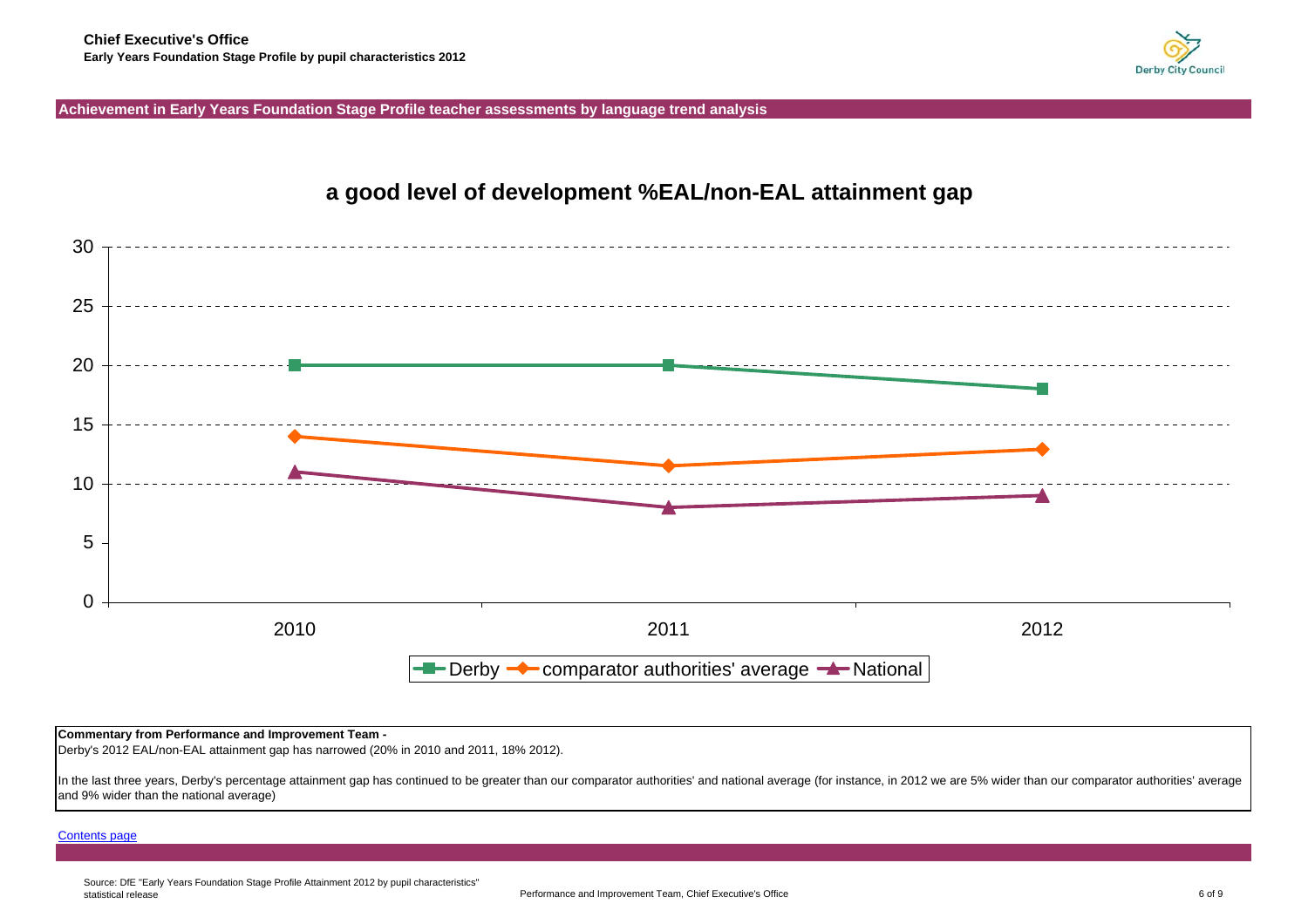**Chief Executive's Office**

**Early Years Foundation Stage Profile by pupil characteristics 2012**

## Achievement in Early Years Foundation Stage Profile teacher assessments by language trend analysis

### a good level of development %EAL/non-EAL attainment gap

**Commentary from Performance and Improvement Team -**

Derby's 2012 EAL/non-EAL attainment gap has narrowed (20% in 2010 and 2011, 18% 2012).

In the last three years, Derby's percentage attainment gap has continued to be greater than our comparator authorities' and national average (for instance, in 2012 we are 5% wider than our comparator authorities' average and 9% wider than the national average)

Contents page

Source: DfE "Early Years Foundation Stage Profile Attainment 2012 by pupil characteristics" statistical release

Performance and Improvement Team, Chief Executive's Office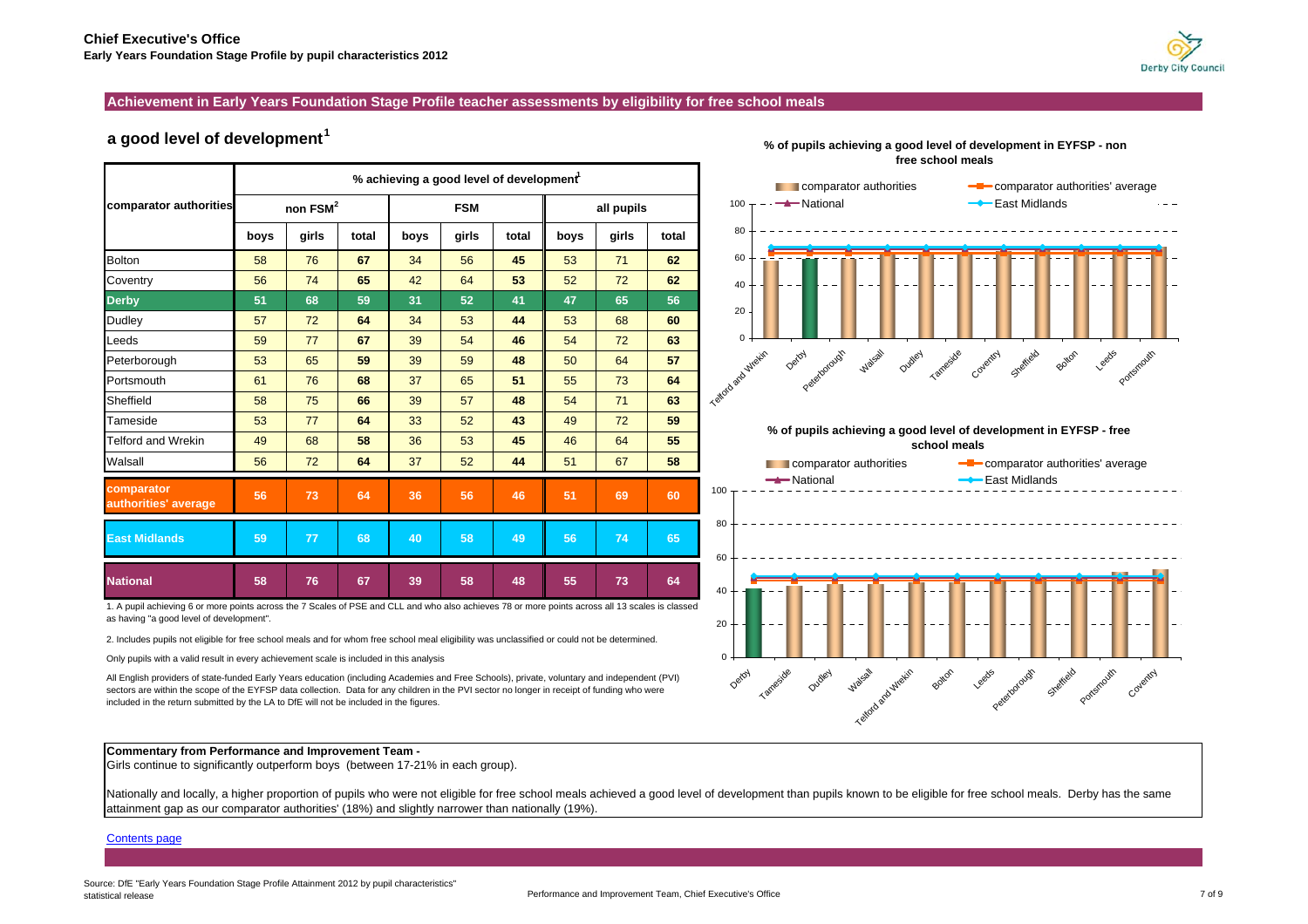**Chief Executive's Office**
**Early Years Foundation Stage Profile by pupil characteristics 2012**

## Achievement in Early Years Foundation Stage Profile teacher assessments by eligibility for free school meals

### a good level of development[1]

| comparator authorities | % achieving a good level of development[1] | | | | | | | | |
|---|---|---|---|---|---|---|---|---|---|
| | non FSM[2] | | | FSM | | | all pupils | | |
| | boys | girls | total | boys | girls | total | boys | girls | total |
| Bolton | 58 | 76 | **67** | 34 | 56 | **45** | 53 | 71 | **62** |
| Coventry | 56 | 74 | **65** | 42 | 64 | **53** | 52 | 72 | **62** |
| **Derby** | **51** | **68** | **59** | **31** | **52** | **41** | **47** | **65** | **56** |
| Dudley | 57 | 72 | **64** | 34 | 53 | **44** | 53 | 68 | **60** |
| Leeds | 59 | 77 | **67** | 39 | 54 | **46** | 54 | 72 | **63** |
| Peterborough | 53 | 65 | **59** | 39 | 59 | **48** | 50 | 64 | **57** |
| Portsmouth | 61 | 76 | **68** | 37 | 65 | **51** | 55 | 73 | **64** |
| Sheffield | 58 | 75 | **66** | 39 | 57 | **48** | 54 | 71 | **63** |
| Tameside | 53 | 77 | **64** | 33 | 52 | **43** | 49 | 72 | **59** |
| Telford and Wrekin | 49 | 68 | **58** | 36 | 53 | **45** | 46 | 64 | **55** |
| Walsall | 56 | 72 | **64** | 37 | 52 | **44** | 51 | 67 | **58** |
| **comparator authorities' average** | **56** | **73** | **64** | **36** | **56** | **46** | **51** | **69** | **60** |
| **East Midlands** | **59** | **77** | **68** | **40** | **58** | **49** | **56** | **74** | **65** |
| **National** | **58** | **76** | **67** | **39** | **58** | **48** | **55** | **73** | **64** |

1. A pupil achieving 6 or more points across the 7 Scales of PSE and CLL and who also achieves 78 or more points across all 13 scales is classed as having "a good level of development".

2. Includes pupils not eligible for free school meals and for whom free school meal eligibility was unclassified or could not be determined.

Only pupils with a valid result in every achievement scale is included in this analysis

All English providers of state-funded Early Years education (including Academies and Free Schools), private, voluntary and independent (PVI) sectors are within the scope of the EYFSP data collection. Data for any children in the PVI sector no longer in receipt of funding who were included in the return submitted by the LA to DfE will not be included in the figures.

**% of pupils achieving a good level of development in EYFSP - non free school meals**

**% of pupils achieving a good level of development in EYFSP - free school meals**

**Commentary from Performance and Improvement Team -**
Girls continue to significantly outperform boys (between 17-21% in each group).

Nationally and locally, a higher proportion of pupils who were not eligible for free school meals achieved a good level of development than pupils known to be eligible for free school meals. Derby has the same attainment gap as our comparator authorities' (18%) and slightly narrower than nationally (19%).

Contents page

Source: DfE "Early Years Foundation Stage Profile Attainment 2012 by pupil characteristics" statistical release

Performance and Improvement Team, Chief Executive's Office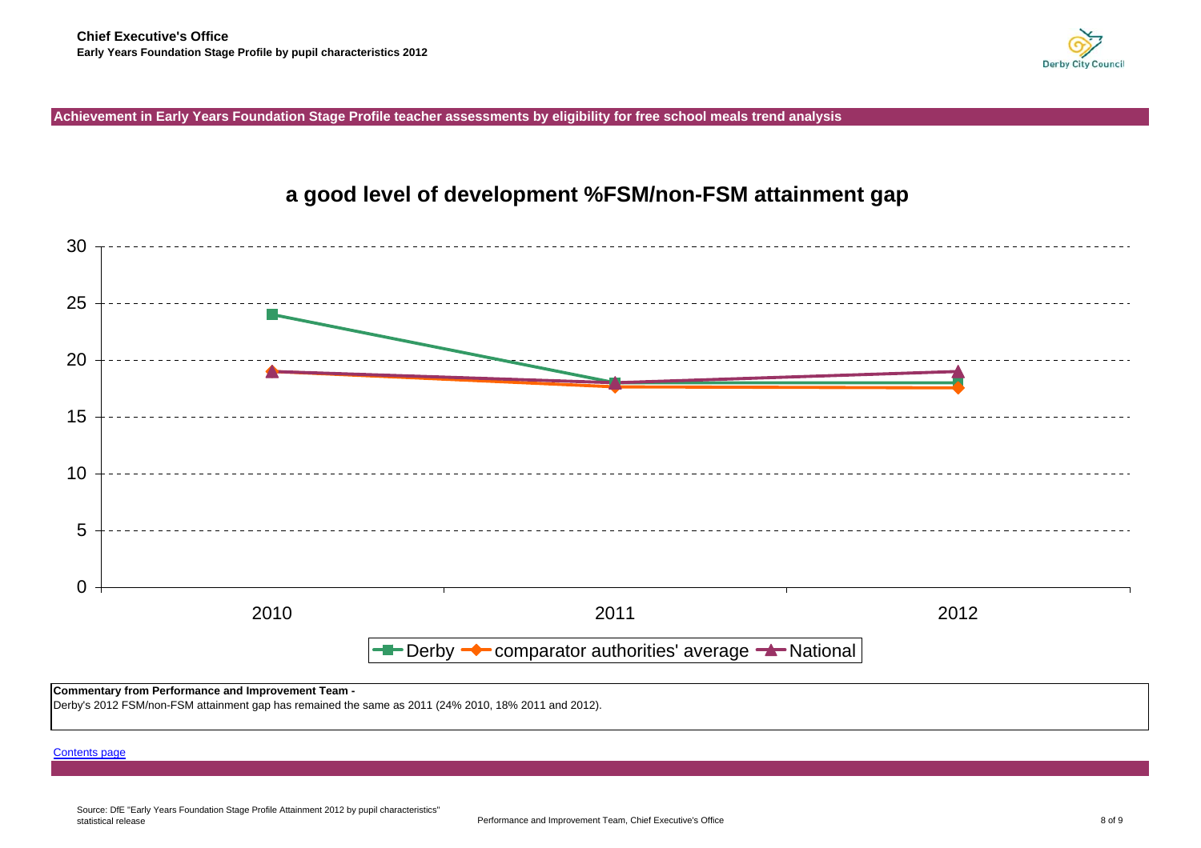**Chief Executive's Office**
**Early Years Foundation Stage Profile by pupil characteristics 2012**

**Achievement in Early Years Foundation Stage Profile teacher assessments by eligibility for free school meals trend analysis**

## a good level of development %FSM/non-FSM attainment gap

Derby / comparator authorities' average / National

2010 2011 2012

**Commentary from Performance and Improvement Team -**
Derby's 2012 FSM/non-FSM attainment gap has remained the same as 2011 (24% 2010, 18% 2011 and 2012).

[Contents page]

Source: DfE "Early Years Foundation Stage Profile Attainment 2012 by pupil characteristics" statistical release

Performance and Improvement Team, Chief Executive's Office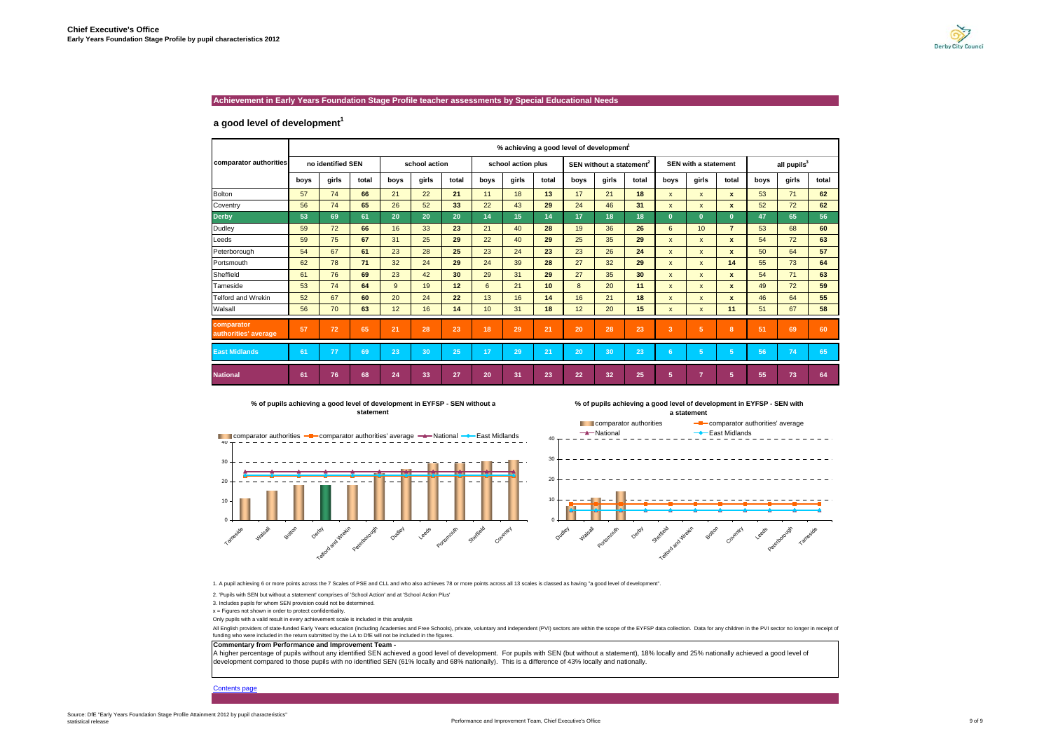**Chief Executive's Office**
**Early Years Foundation Stage Profile by pupil characteristics 2012**

Derby City Council

## Achievement in Early Years Foundation Stage Profile teacher assessments by Special Educational Needs

### a good level of development[1]

| comparator authorities | % achieving a good level of development[1] | | | | | | | | | | | | | | | | | |
|---|---|---|---|---|---|---|---|---|---|---|---|---|---|---|---|---|---|---|
| | no identified SEN | | | school action | | | school action plus | | | SEN without a statement[2] | | | SEN with a statement | | | all pupils[3] | | |
| | boys | girls | total | boys | girls | total | boys | girls | total | boys | girls | total | boys | girls | total | boys | girls | total |
| Bolton | 57 | 74 | **66** | 21 | 22 | **21** | 11 | 18 | **13** | 17 | 21 | **18** | x | x | **x** | 53 | 71 | **62** |
| Coventry | 56 | 74 | **65** | 26 | 52 | **33** | 22 | 43 | **29** | 24 | 46 | **31** | x | x | **x** | 52 | 72 | **62** |
| **Derby** | **53** | **69** | **61** | **20** | **20** | **20** | **14** | **15** | **14** | **17** | **18** | **18** | **0** | **0** | **0** | **47** | **65** | **56** |
| Dudley | 59 | 72 | **66** | 16 | 33 | **23** | 21 | 40 | **28** | 19 | 36 | **26** | 6 | 10 | **7** | 53 | 68 | **60** |
| Leeds | 59 | 75 | **67** | 31 | 25 | **29** | 22 | 40 | **29** | 25 | 35 | **29** | x | x | **x** | 54 | 72 | **63** |
| Peterborough | 54 | 67 | **61** | 23 | 28 | **25** | 23 | 24 | **23** | 23 | 26 | **24** | x | x | **x** | 50 | 64 | **57** |
| Portsmouth | 62 | 78 | **71** | 32 | 24 | **29** | 24 | 39 | **28** | 27 | 32 | **29** | x | x | **14** | 55 | 73 | **64** |
| Sheffield | 61 | 76 | **69** | 23 | 42 | **30** | 29 | 31 | **29** | 27 | 35 | **30** | x | x | **x** | 54 | 71 | **63** |
| Tameside | 53 | 74 | **64** | 9 | 19 | **12** | 6 | 21 | **10** | 8 | 20 | **11** | x | x | **x** | 49 | 72 | **59** |
| Telford and Wrekin | 52 | 67 | **60** | 20 | 24 | **22** | 13 | 16 | **14** | 16 | 21 | **18** | x | x | **x** | 46 | 64 | **55** |
| Walsall | 56 | 70 | **63** | 12 | 16 | **14** | 10 | 31 | **18** | 12 | 20 | **15** | x | x | **11** | 51 | 67 | **58** |
| **comparator authorities' average** | **57** | **72** | **65** | **21** | **28** | **23** | **18** | **29** | **21** | **20** | **28** | **23** | **3** | **5** | **8** | **51** | **69** | **60** |
| **East Midlands** | **61** | **77** | **69** | **23** | **30** | **25** | **17** | **29** | **21** | **20** | **30** | **23** | **6** | **5** | **5** | **56** | **74** | **65** |
| **National** | **61** | **76** | **68** | **24** | **33** | **27** | **20** | **31** | **23** | **22** | **32** | **25** | **5** | **7** | **5** | **55** | **73** | **64** |

**% of pupils achieving a good level of development in EYFSP - SEN without a statement**

comparator authorities, comparator authorities' average, National, East Midlands

40
30
20
10
0

Tameside, Walsall, Bolton, Derby, Telford and Wrekin, Peterborough, Dudley, Leeds, Portsmouth, Sheffield, Coventry

**% of pupils achieving a good level of development in EYFSP - SEN with a statement**

comparator authorities, comparator authorities' average, National, East Midlands

40
30
20
10
0

Dudley, Walsall, Portsmouth, Derby, Sheffield, Telford and Wrekin, Bolton, Coventry, Leeds, Peterborough, Tameside

1. A pupil achieving 6 or more points across the 7 Scales of PSE and CLL and who also achieves 78 or more points across all 13 scales is classed as having "a good level of development".

2. 'Pupils with SEN but without a statement' comprises of 'School Action' and at 'School Action Plus'

3. Includes pupils for whom SEN provision could not be determined.

x = Figures not shown in order to protect confidentiality.

Only pupils with a valid result in every achievement scale is included in this analysis

All English providers of state-funded Early Years education (including Academies and Free Schools), private, voluntary and independent (PVI) sectors are within the scope of the EYFSP data collection. Data for any children in the PVI sector no longer in receipt of funding who were included in the return submitted by the LA to DfE will not be included in the figures.

**Commentary from Performance and Improvement Team -**

A higher percentage of pupils without any identified SEN achieved a good level of development. For pupils with SEN (but without a statement), 18% locally and 25% nationally achieved a good level of development compared to those pupils with no identified SEN (61% locally and 68% nationally). This is a difference of 43% locally and nationally.

Contents page

Source: DfE "Early Years Foundation Stage Profile Attainment 2012 by pupil characteristics" statistical release

Performance and Improvement Team, Chief Executive's Office